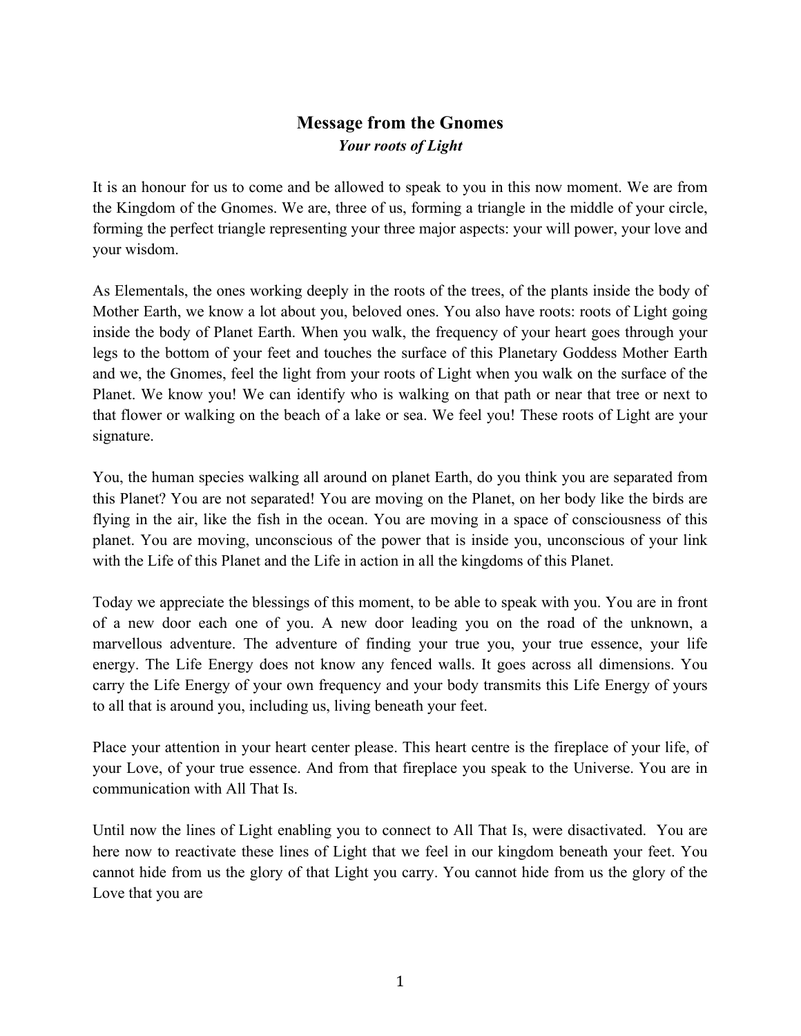# Message from the Gnomes

***Your roots of Light***

It is an honour for us to come and be allowed to speak to you in this now moment. We are from the Kingdom of the Gnomes. We are, three of us, forming a triangle in the middle of your circle, forming the perfect triangle representing your three major aspects: your will power, your love and your wisdom.

As Elementals, the ones working deeply in the roots of the trees, of the plants inside the body of Mother Earth, we know a lot about you, beloved ones. You also have roots: roots of Light going inside the body of Planet Earth. When you walk, the frequency of your heart goes through your legs to the bottom of your feet and touches the surface of this Planetary Goddess Mother Earth and we, the Gnomes, feel the light from your roots of Light when you walk on the surface of the Planet. We know you! We can identify who is walking on that path or near that tree or next to that flower or walking on the beach of a lake or sea. We feel you! These roots of Light are your signature.

You, the human species walking all around on planet Earth, do you think you are separated from this Planet? You are not separated! You are moving on the Planet, on her body like the birds are flying in the air, like the fish in the ocean. You are moving in a space of consciousness of this planet. You are moving, unconscious of the power that is inside you, unconscious of your link with the Life of this Planet and the Life in action in all the kingdoms of this Planet.

Today we appreciate the blessings of this moment, to be able to speak with you. You are in front of a new door each one of you. A new door leading you on the road of the unknown, a marvellous adventure. The adventure of finding your true you, your true essence, your life energy. The Life Energy does not know any fenced walls. It goes across all dimensions. You carry the Life Energy of your own frequency and your body transmits this Life Energy of yours to all that is around you, including us, living beneath your feet.

Place your attention in your heart center please. This heart centre is the fireplace of your life, of your Love, of your true essence. And from that fireplace you speak to the Universe. You are in communication with All That Is.

Until now the lines of Light enabling you to connect to All That Is, were disactivated. You are here now to reactivate these lines of Light that we feel in our kingdom beneath your feet. You cannot hide from us the glory of that Light you carry. You cannot hide from us the glory of the Love that you are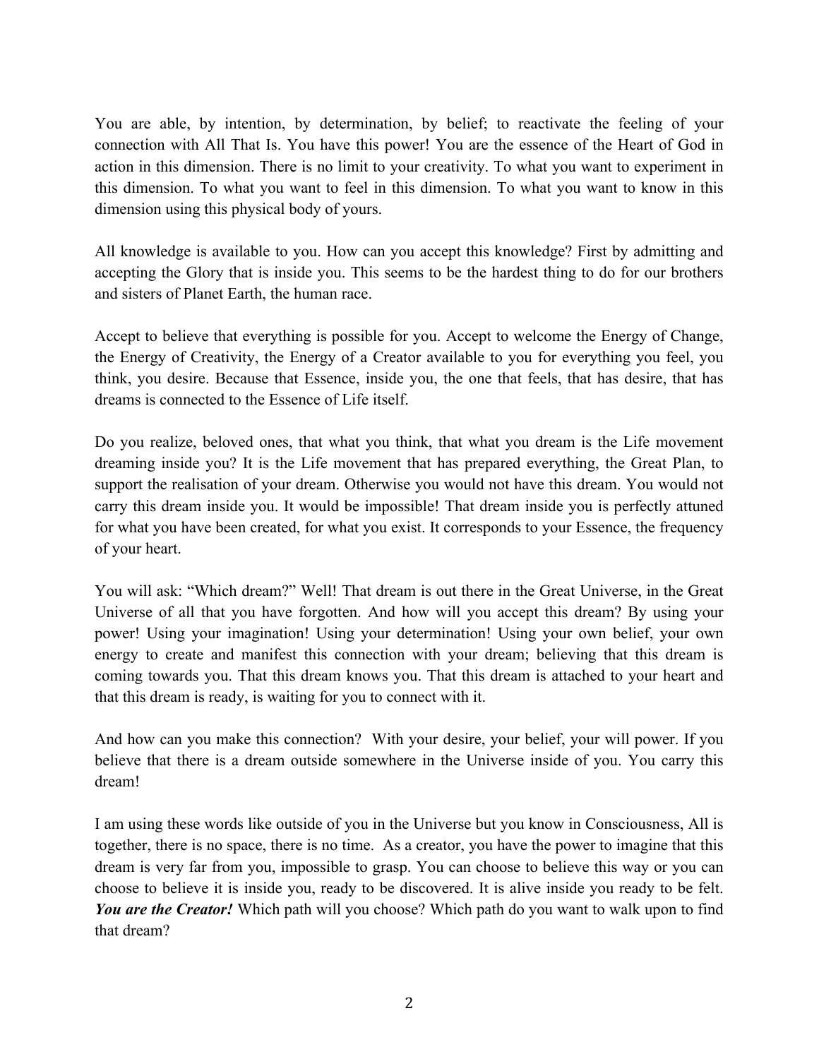You are able, by intention, by determination, by belief; to reactivate the feeling of your connection with All That Is. You have this power! You are the essence of the Heart of God in action in this dimension. There is no limit to your creativity. To what you want to experiment in this dimension. To what you want to feel in this dimension. To what you want to know in this dimension using this physical body of yours.

All knowledge is available to you. How can you accept this knowledge? First by admitting and accepting the Glory that is inside you. This seems to be the hardest thing to do for our brothers and sisters of Planet Earth, the human race.

Accept to believe that everything is possible for you. Accept to welcome the Energy of Change, the Energy of Creativity, the Energy of a Creator available to you for everything you feel, you think, you desire. Because that Essence, inside you, the one that feels, that has desire, that has dreams is connected to the Essence of Life itself.

Do you realize, beloved ones, that what you think, that what you dream is the Life movement dreaming inside you? It is the Life movement that has prepared everything, the Great Plan, to support the realisation of your dream. Otherwise you would not have this dream. You would not carry this dream inside you. It would be impossible! That dream inside you is perfectly attuned for what you have been created, for what you exist. It corresponds to your Essence, the frequency of your heart.

You will ask: "Which dream?" Well! That dream is out there in the Great Universe, in the Great Universe of all that you have forgotten. And how will you accept this dream? By using your power! Using your imagination! Using your determination! Using your own belief, your own energy to create and manifest this connection with your dream; believing that this dream is coming towards you. That this dream knows you. That this dream is attached to your heart and that this dream is ready, is waiting for you to connect with it.

And how can you make this connection? With your desire, your belief, your will power. If you believe that there is a dream outside somewhere in the Universe inside of you. You carry this dream!

I am using these words like outside of you in the Universe but you know in Consciousness, All is together, there is no space, there is no time. As a creator, you have the power to imagine that this dream is very far from you, impossible to grasp. You can choose to believe this way or you can choose to believe it is inside you, ready to be discovered. It is alive inside you ready to be felt. ***You are the Creator!*** Which path will you choose? Which path do you want to walk upon to find that dream?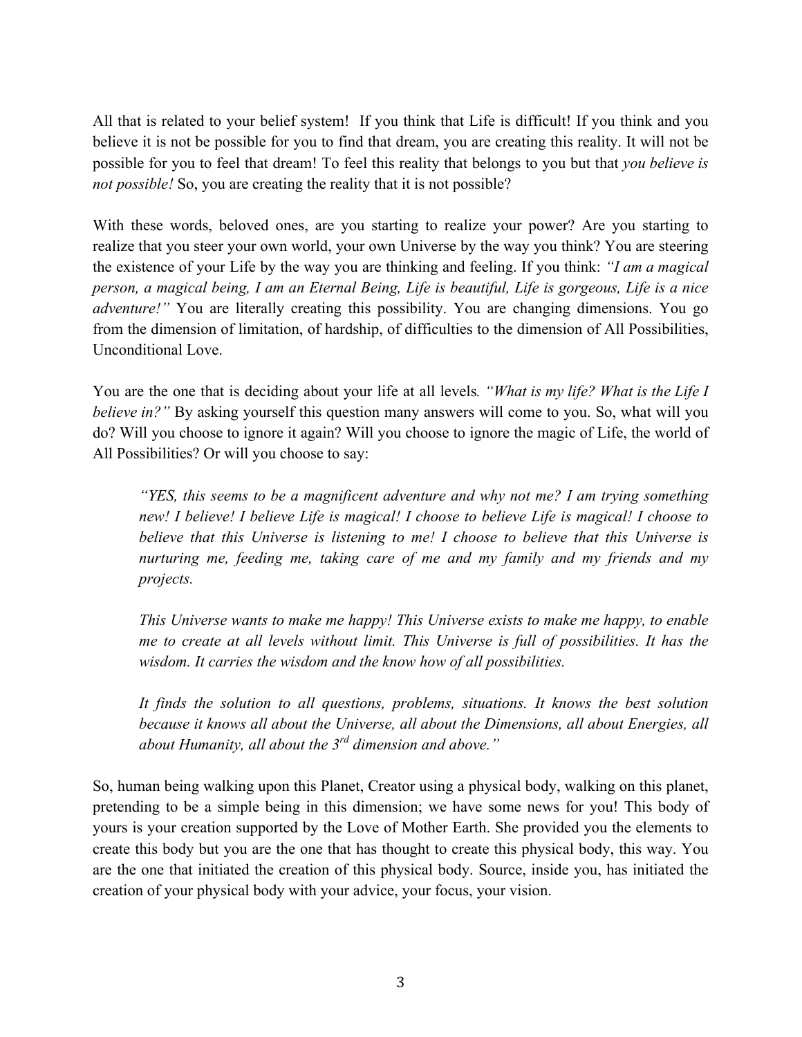All that is related to your belief system! If you think that Life is difficult! If you think and you believe it is not be possible for you to find that dream, you are creating this reality. It will not be possible for you to feel that dream! To feel this reality that belongs to you but that *you believe is not possible!* So, you are creating the reality that it is not possible?

With these words, beloved ones, are you starting to realize your power? Are you starting to realize that you steer your own world, your own Universe by the way you think? You are steering the existence of your Life by the way you are thinking and feeling. If you think: *"I am a magical person, a magical being, I am an Eternal Being, Life is beautiful, Life is gorgeous, Life is a nice adventure!"* You are literally creating this possibility. You are changing dimensions. You go from the dimension of limitation, of hardship, of difficulties to the dimension of All Possibilities, Unconditional Love.

You are the one that is deciding about your life at all levels. *"What is my life? What is the Life I believe in?"* By asking yourself this question many answers will come to you. So, what will you do? Will you choose to ignore it again? Will you choose to ignore the magic of Life, the world of All Possibilities? Or will you choose to say:

> *"YES, this seems to be a magnificent adventure and why not me? I am trying something new! I believe! I believe Life is magical! I choose to believe Life is magical! I choose to believe that this Universe is listening to me! I choose to believe that this Universe is nurturing me, feeding me, taking care of me and my family and my friends and my projects.*
>
> *This Universe wants to make me happy! This Universe exists to make me happy, to enable me to create at all levels without limit. This Universe is full of possibilities. It has the wisdom. It carries the wisdom and the know how of all possibilities.*
>
> *It finds the solution to all questions, problems, situations. It knows the best solution because it knows all about the Universe, all about the Dimensions, all about Energies, all about Humanity, all about the 3rd dimension and above."*

So, human being walking upon this Planet, Creator using a physical body, walking on this planet, pretending to be a simple being in this dimension; we have some news for you! This body of yours is your creation supported by the Love of Mother Earth. She provided you the elements to create this body but you are the one that has thought to create this physical body, this way. You are the one that initiated the creation of this physical body. Source, inside you, has initiated the creation of your physical body with your advice, your focus, your vision.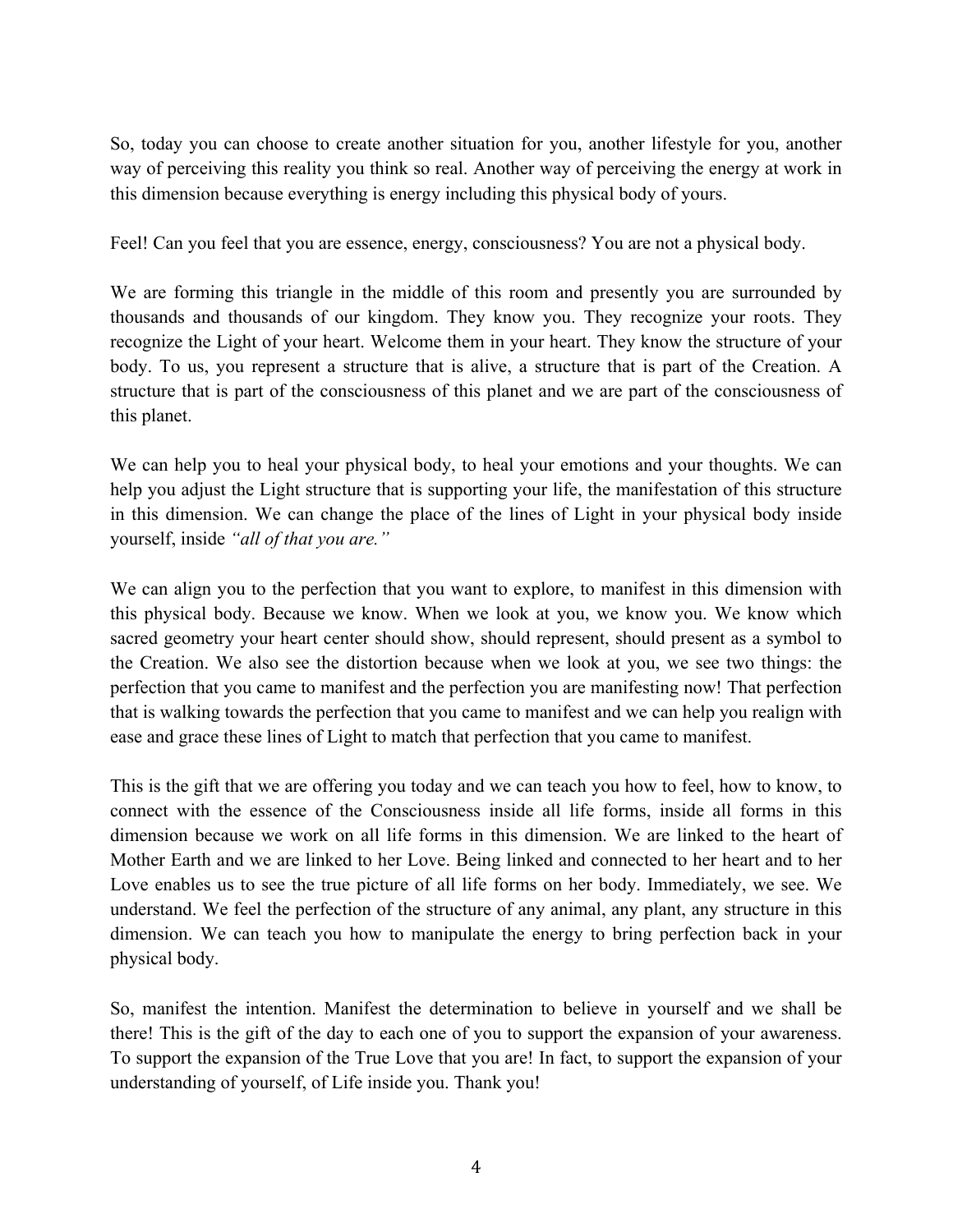So, today you can choose to create another situation for you, another lifestyle for you, another way of perceiving this reality you think so real. Another way of perceiving the energy at work in this dimension because everything is energy including this physical body of yours.

Feel! Can you feel that you are essence, energy, consciousness? You are not a physical body.

We are forming this triangle in the middle of this room and presently you are surrounded by thousands and thousands of our kingdom. They know you. They recognize your roots. They recognize the Light of your heart. Welcome them in your heart. They know the structure of your body. To us, you represent a structure that is alive, a structure that is part of the Creation. A structure that is part of the consciousness of this planet and we are part of the consciousness of this planet.

We can help you to heal your physical body, to heal your emotions and your thoughts. We can help you adjust the Light structure that is supporting your life, the manifestation of this structure in this dimension. We can change the place of the lines of Light in your physical body inside yourself, inside *"all of that you are."*

We can align you to the perfection that you want to explore, to manifest in this dimension with this physical body. Because we know. When we look at you, we know you. We know which sacred geometry your heart center should show, should represent, should present as a symbol to the Creation. We also see the distortion because when we look at you, we see two things: the perfection that you came to manifest and the perfection you are manifesting now! That perfection that is walking towards the perfection that you came to manifest and we can help you realign with ease and grace these lines of Light to match that perfection that you came to manifest.

This is the gift that we are offering you today and we can teach you how to feel, how to know, to connect with the essence of the Consciousness inside all life forms, inside all forms in this dimension because we work on all life forms in this dimension. We are linked to the heart of Mother Earth and we are linked to her Love. Being linked and connected to her heart and to her Love enables us to see the true picture of all life forms on her body. Immediately, we see. We understand. We feel the perfection of the structure of any animal, any plant, any structure in this dimension. We can teach you how to manipulate the energy to bring perfection back in your physical body.

So, manifest the intention. Manifest the determination to believe in yourself and we shall be there! This is the gift of the day to each one of you to support the expansion of your awareness. To support the expansion of the True Love that you are! In fact, to support the expansion of your understanding of yourself, of Life inside you. Thank you!